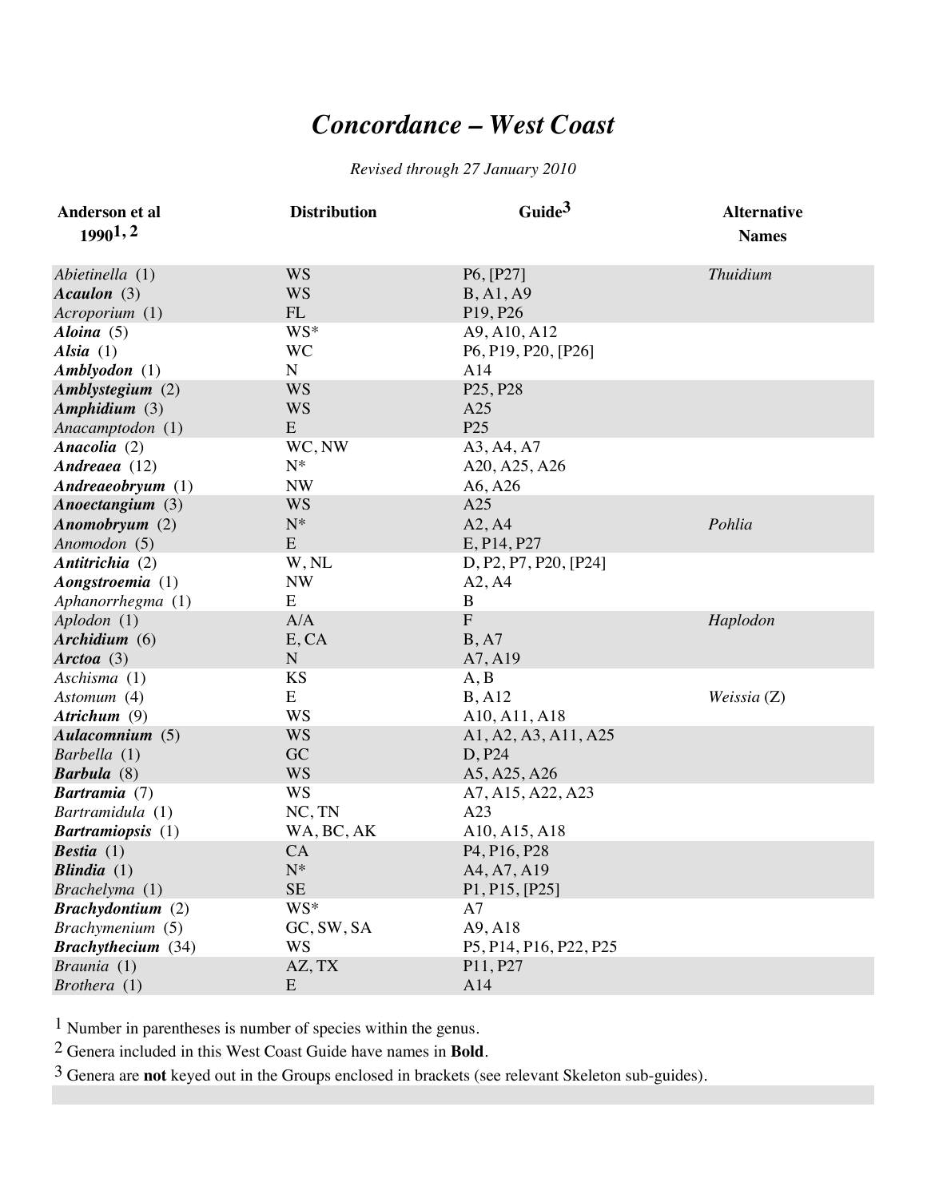# *Concordance – West Coast*

*Revised through 27 January 2010*

| Anderson et al 1990[1, 2] | Distribution | Guide[3] | Alternative Names |
|---|---|---|---|
| *Abietinella* (1) | WS | P6, [P27] | *Thuidium* |
| ***Acaulon*** (3) | WS | B, A1, A9 | |
| *Acroporium* (1) | FL | P19, P26 | |
| ***Aloina*** (5) | WS* | A9, A10, A12 | |
| ***Alsia*** (1) | WC | P6, P19, P20, [P26] | |
| ***Amblyodon*** (1) | N | A14 | |
| ***Amblystegium*** (2) | WS | P25, P28 | |
| ***Amphidium*** (3) | WS | A25 | |
| *Anacamptodon* (1) | E | P25 | |
| ***Anacolia*** (2) | WC, NW | A3, A4, A7 | |
| ***Andreaea*** (12) | N* | A20, A25, A26 | |
| ***Andreaeobryum*** (1) | NW | A6, A26 | |
| ***Anoectangium*** (3) | WS | A25 | |
| ***Anomobryum*** (2) | N* | A2, A4 | *Pohlia* |
| *Anomodon* (5) | E | E, P14, P27 | |
| ***Antitrichia*** (2) | W, NL | D, P2, P7, P20, [P24] | |
| ***Aongstroemia*** (1) | NW | A2, A4 | |
| *Aphanorrhegma* (1) | E | B | |
| *Aplodon* (1) | A/A | F | *Haplodon* |
| ***Archidium*** (6) | E, CA | B, A7 | |
| ***Arctoa*** (3) | N | A7, A19 | |
| *Aschisma* (1) | KS | A, B | |
| *Astomum* (4) | E | B, A12 | *Weissia* (Z) |
| ***Atrichum*** (9) | WS | A10, A11, A18 | |
| ***Aulacomnium*** (5) | WS | A1, A2, A3, A11, A25 | |
| *Barbella* (1) | GC | D, P24 | |
| ***Barbula*** (8) | WS | A5, A25, A26 | |
| ***Bartramia*** (7) | WS | A7, A15, A22, A23 | |
| *Bartramidula* (1) | NC, TN | A23 | |
| ***Bartramiopsis*** (1) | WA, BC, AK | A10, A15, A18 | |
| ***Bestia*** (1) | CA | P4, P16, P28 | |
| ***Blindia*** (1) | N* | A4, A7, A19 | |
| *Brachelyma* (1) | SE | P1, P15, [P25] | |
| ***Brachydontium*** (2) | WS* | A7 | |
| *Brachymenium* (5) | GC, SW, SA | A9, A18 | |
| ***Brachythecium*** (34) | WS | P5, P14, P16, P22, P25 | |
| *Braunia* (1) | AZ, TX | P11, P27 | |
| *Brothera* (1) | E | A14 | |

[1] Number in parentheses is number of species within the genus.

[2] Genera included in this West Coast Guide have names in **Bold**.

[3] Genera are **not** keyed out in the Groups enclosed in brackets (see relevant Skeleton sub-guides).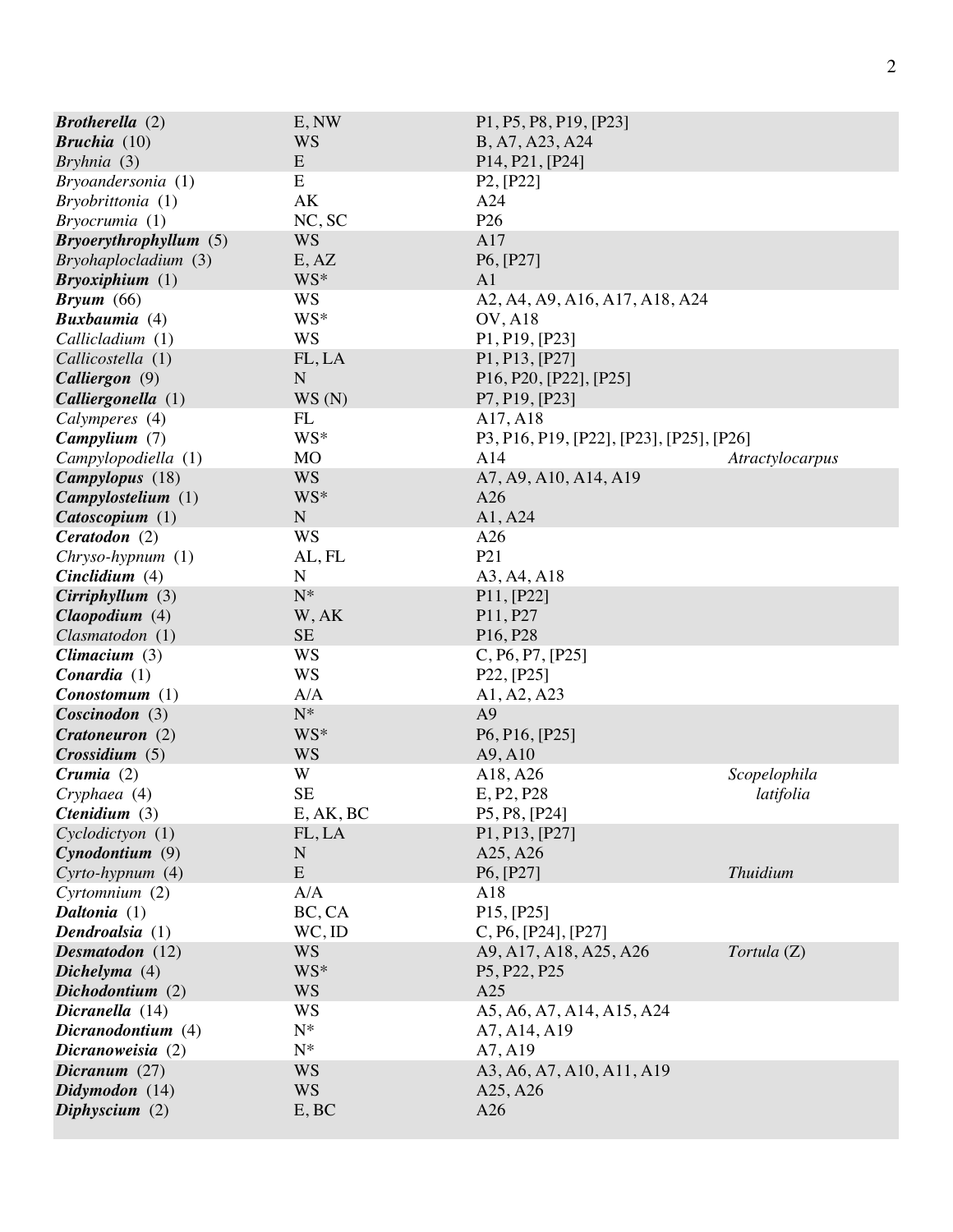| | | | |
|---|---|---|---|
| ***Brotherella*** (2) | E, NW | P1, P5, P8, P19, [P23] | |
| ***Bruchia*** (10) | WS | B, A7, A23, A24 | |
| *Bryhnia* (3) | E | P14, P21, [P24] | |
| *Bryoandersonia* (1) | E | P2, [P22] | |
| *Bryobrittonia* (1) | AK | A24 | |
| *Bryocrumia* (1) | NC, SC | P26 | |
| ***Bryoerythrophyllum*** (5) | WS | A17 | |
| *Bryohaplocladium* (3) | E, AZ | P6, [P27] | |
| ***Bryoxiphium*** (1) | WS* | A1 | |
| ***Bryum*** (66) | WS | A2, A4, A9, A16, A17, A18, A24 | |
| ***Buxbaumia*** (4) | WS* | OV, A18 | |
| *Callicladium* (1) | WS | P1, P19, [P23] | |
| *Callicostella* (1) | FL, LA | P1, P13, [P27] | |
| ***Calliergon*** (9) | N | P16, P20, [P22], [P25] | |
| ***Calliergonella*** (1) | WS (N) | P7, P19, [P23] | |
| *Calymperes* (4) | FL | A17, A18 | |
| ***Campylium*** (7) | WS* | P3, P16, P19, [P22], [P23], [P25], [P26] | |
| *Campylopodiella* (1) | MO | A14 | *Atractylocarpus* |
| ***Campylopus*** (18) | WS | A7, A9, A10, A14, A19 | |
| ***Campylostelium*** (1) | WS* | A26 | |
| ***Catoscopium*** (1) | N | A1, A24 | |
| ***Ceratodon*** (2) | WS | A26 | |
| *Chryso-hypnum* (1) | AL, FL | P21 | |
| ***Cinclidium*** (4) | N | A3, A4, A18 | |
| ***Cirriphyllum*** (3) | N* | P11, [P22] | |
| ***Claopodium*** (4) | W, AK | P11, P27 | |
| *Clasmatodon* (1) | SE | P16, P28 | |
| ***Climacium*** (3) | WS | C, P6, P7, [P25] | |
| ***Conardia*** (1) | WS | P22, [P25] | |
| ***Conostomum*** (1) | A/A | A1, A2, A23 | |
| ***Coscinodon*** (3) | N* | A9 | |
| ***Cratoneuron*** (2) | WS* | P6, P16, [P25] | |
| ***Crossidium*** (5) | WS | A9, A10 | |
| ***Crumia*** (2) | W | A18, A26 | *Scopelophila latifolia* |
| *Cryphaea* (4) | SE | E, P2, P28 | |
| ***Ctenidium*** (3) | E, AK, BC | P5, P8, [P24] | |
| *Cyclodictyon* (1) | FL, LA | P1, P13, [P27] | |
| ***Cynodontium*** (9) | N | A25, A26 | |
| *Cyrto-hypnum* (4) | E | P6, [P27] | *Thuidium* |
| *Cyrtomnium* (2) | A/A | A18 | |
| ***Daltonia*** (1) | BC, CA | P15, [P25] | |
| ***Dendroalsia*** (1) | WC, ID | C, P6, [P24], [P27] | |
| ***Desmatodon*** (12) | WS | A9, A17, A18, A25, A26 | *Tortula* (Z) |
| ***Dichelyma*** (4) | WS* | P5, P22, P25 | |
| ***Dichodontium*** (2) | WS | A25 | |
| ***Dicranella*** (14) | WS | A5, A6, A7, A14, A15, A24 | |
| ***Dicranodontium*** (4) | N* | A7, A14, A19 | |
| ***Dicranoweisia*** (2) | N* | A7, A19 | |
| ***Dicranum*** (27) | WS | A3, A6, A7, A10, A11, A19 | |
| ***Didymodon*** (14) | WS | A25, A26 | |
| ***Diphyscium*** (2) | E, BC | A26 | |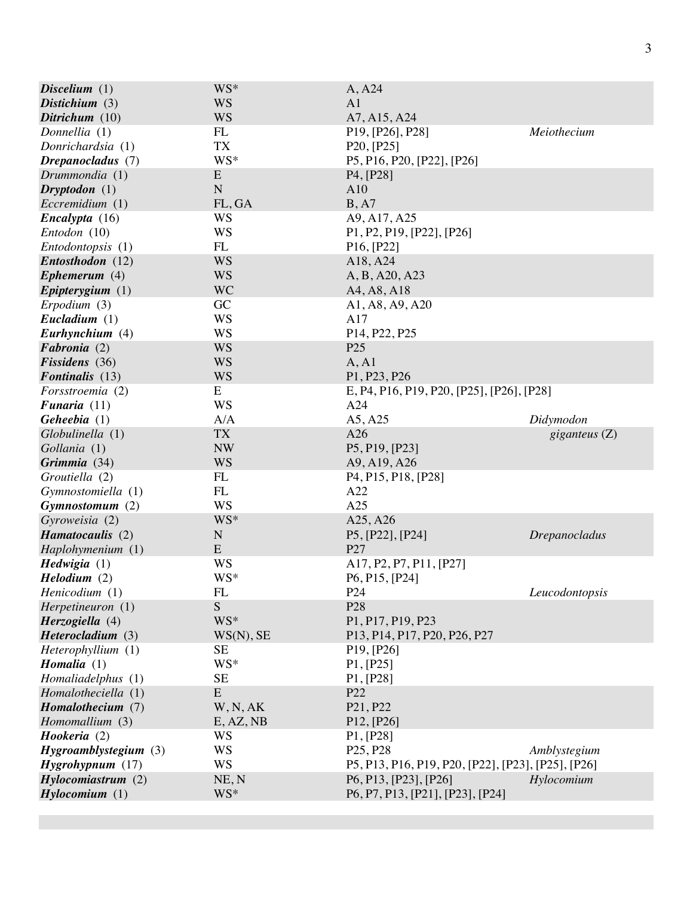| | | | |
|---|---|---|---|
| ***Discelium*** (1) | WS* | A, A24 | |
| ***Distichium*** (3) | WS | A1 | |
| ***Ditrichum*** (10) | WS | A7, A15, A24 | |
| *Donnellia* (1) | FL | P19, [P26], P28] | *Meiothecium* |
| *Donrichardsia* (1) | TX | P20, [P25] | |
| ***Drepanocladus*** (7) | WS* | P5, P16, P20, [P22], [P26] | |
| *Drummondia* (1) | E | P4, [P28] | |
| ***Dryptodon*** (1) | N | A10 | |
| *Eccremidium* (1) | FL, GA | B, A7 | |
| ***Encalypta*** (16) | WS | A9, A17, A25 | |
| *Entodon* (10) | WS | P1, P2, P19, [P22], [P26] | |
| *Entodontopsis* (1) | FL | P16, [P22] | |
| ***Entosthodon*** (12) | WS | A18, A24 | |
| ***Ephemerum*** (4) | WS | A, B, A20, A23 | |
| ***Epipterygium*** (1) | WC | A4, A8, A18 | |
| *Erpodium* (3) | GC | A1, A8, A9, A20 | |
| ***Eucladium*** (1) | WS | A17 | |
| ***Eurhynchium*** (4) | WS | P14, P22, P25 | |
| ***Fabronia*** (2) | WS | P25 | |
| ***Fissidens*** (36) | WS | A, A1 | |
| ***Fontinalis*** (13) | WS | P1, P23, P26 | |
| *Forsstroemia* (2) | E | E, P4, P16, P19, P20, [P25], [P26], [P28] | |
| ***Funaria*** (11) | WS | A24 | |
| ***Geheebia*** (1) | A/A | A5, A25 | *Didymodon* |
| *Globulinella* (1) | TX | A26 | *giganteus* (Z) |
| *Gollania* (1) | NW | P5, P19, [P23] | |
| ***Grimmia*** (34) | WS | A9, A19, A26 | |
| *Groutiella* (2) | FL | P4, P15, P18, [P28] | |
| *Gymnostomiella* (1) | FL | A22 | |
| ***Gymnostomum*** (2) | WS | A25 | |
| *Gyroweisia* (2) | WS* | A25, A26 | |
| ***Hamatocaulis*** (2) | N | P5, [P22], [P24] | *Drepanocladus* |
| *Haplohymenium* (1) | E | P27 | |
| ***Hedwigia*** (1) | WS | A17, P2, P7, P11, [P27] | |
| ***Helodium*** (2) | WS* | P6, P15, [P24] | |
| *Henicodium* (1) | FL | P24 | *Leucodontopsis* |
| *Herpetineuron* (1) | S | P28 | |
| ***Herzogiella*** (4) | WS* | P1, P17, P19, P23 | |
| ***Heterocladium*** (3) | WS(N), SE | P13, P14, P17, P20, P26, P27 | |
| *Heterophyllium* (1) | SE | P19, [P26] | |
| ***Homalia*** (1) | WS* | P1, [P25] | |
| *Homaliadelphus* (1) | SE | P1, [P28] | |
| *Homalotheciella* (1) | E | P22 | |
| ***Homalothecium*** (7) | W, N, AK | P21, P22 | |
| *Homomallium* (3) | E, AZ, NB | P12, [P26] | |
| ***Hookeria*** (2) | WS | P1, [P28] | |
| ***Hygroamblystegium*** (3) | WS | P25, P28 | *Amblystegium* |
| ***Hygrohypnum*** (17) | WS | P5, P13, P16, P19, P20, [P22], [P23], [P25], [P26] | |
| ***Hylocomiastrum*** (2) | NE, N | P6, P13, [P23], [P26] | *Hylocomium* |
| ***Hylocomium*** (1) | WS* | P6, P7, P13, [P21], [P23], [P24] | |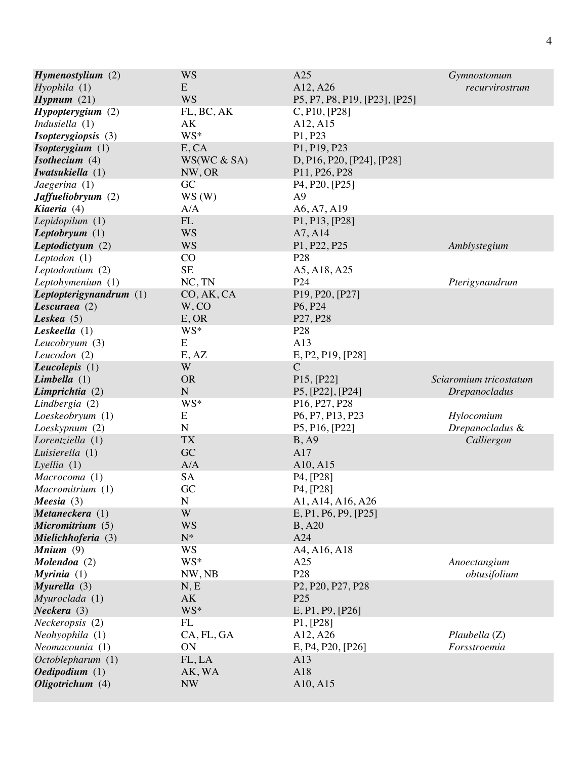| | | | |
|---|---|---|---|
| ***Hymenostylium*** (2) | WS | A25 | *Gymnostomum recurvirostrum* |
| *Hyophila* (1) | E | A12, A26 | |
| ***Hypnum*** (21) | WS | P5, P7, P8, P19, [P23], [P25] | |
| ***Hypopterygium*** (2) | FL, BC, AK | C, P10, [P28] | |
| *Indusiella* (1) | AK | A12, A15 | |
| ***Isopterygiopsis*** (3) | WS* | P1, P23 | |
| ***Isopterygium*** (1) | E, CA | P1, P19, P23 | |
| ***Isothecium*** (4) | WS(WC & SA) | D, P16, P20, [P24], [P28] | |
| ***Iwatsukiella*** (1) | NW, OR | P11, P26, P28 | |
| *Jaegerina* (1) | GC | P4, P20, [P25] | |
| ***Jaffueliobryum*** (2) | WS (W) | A9 | |
| ***Kiaeria*** (4) | A/A | A6, A7, A19 | |
| *Lepidopilum* (1) | FL | P1, P13, [P28] | |
| ***Leptobryum*** (1) | WS | A7, A14 | |
| ***Leptodictyum*** (2) | WS | P1, P22, P25 | *Amblystegium* |
| *Leptodon* (1) | CO | P28 | |
| *Leptodontium* (2) | SE | A5, A18, A25 | |
| *Leptohymenium* (1) | NC, TN | P24 | *Pterigynandrum* |
| ***Leptopterigynandrum*** (1) | CO, AK, CA | P19, P20, [P27] | |
| ***Lescuraea*** (2) | W, CO | P6, P24 | |
| ***Leskea*** (5) | E, OR | P27, P28 | |
| ***Leskeella*** (1) | WS* | P28 | |
| *Leucobryum* (3) | E | A13 | |
| *Leucodon* (2) | E, AZ | E, P2, P19, [P28] | |
| ***Leucolepis*** (1) | W | C | |
| ***Limbella*** (1) | OR | P15, [P22] | *Sciaromium tricostatum* |
| ***Limprichtia*** (2) | N | P5, [P22], [P24] | *Drepanocladus* |
| *Lindbergia* (2) | WS* | P16, P27, P28 | |
| *Loeskeobryum* (1) | E | P6, P7, P13, P23 | *Hylocomium* |
| *Loeskypnum* (2) | N | P5, P16, [P22] | *Drepanocladus & Calliergon* |
| *Lorentziella* (1) | TX | B, A9 | |
| *Luisierella* (1) | GC | A17 | |
| *Lyellia* (1) | A/A | A10, A15 | |
| *Macrocoma* (1) | SA | P4, [P28] | |
| *Macromitrium* (1) | GC | P4, [P28] | |
| ***Meesia*** (3) | N | A1, A14, A16, A26 | |
| ***Metaneckera*** (1) | W | E, P1, P6, P9, [P25] | |
| ***Micromitrium*** (5) | WS | B, A20 | |
| ***Mielichhoferia*** (3) | N* | A24 | |
| ***Mnium*** (9) | WS | A4, A16, A18 | |
| ***Molendoa*** (2) | WS* | A25 | *Anoectangium obtusifolium* |
| ***Myrinia*** (1) | NW, NB | P28 | |
| ***Myurella*** (3) | N, E | P2, P20, P27, P28 | |
| *Myuroclada* (1) | AK | P25 | |
| ***Neckera*** (3) | WS* | E, P1, P9, [P26] | |
| *Neckeropsis* (2) | FL | P1, [P28] | |
| *Neohyophila* (1) | CA, FL, GA | A12, A26 | *Plaubella* (Z) |
| *Neomacounia* (1) | ON | E, P4, P20, [P26] | *Forsstroemia* |
| *Octoblepharum* (1) | FL, LA | A13 | |
| ***Oedipodium*** (1) | AK, WA | A18 | |
| ***Oligotrichum*** (4) | NW | A10, A15 | |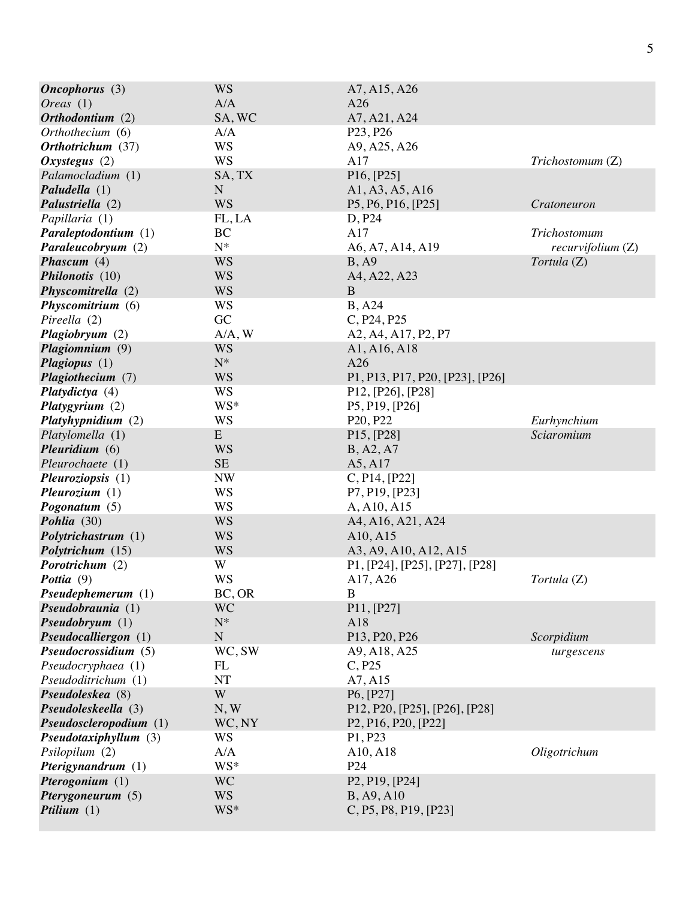| | | | |
|---|---|---|---|
| ***Oncophorus*** (3) | WS | A7, A15, A26 | |
| *Oreas* (1) | A/A | A26 | |
| ***Orthodontium*** (2) | SA, WC | A7, A21, A24 | |
| *Orthothecium* (6) | A/A | P23, P26 | |
| ***Orthotrichum*** (37) | WS | A9, A25, A26 | |
| ***Oxystegus*** (2) | WS | A17 | *Trichostomum* (Z) |
| *Palamocladium* (1) | SA, TX | P16, [P25] | |
| ***Paludella*** (1) | N | A1, A3, A5, A16 | |
| ***Palustriella*** (2) | WS | P5, P6, P16, [P25] | *Cratoneuron* |
| *Papillaria* (1) | FL, LA | D, P24 | |
| ***Paraleptodontium*** (1) | BC | A17 | *Trichostomum* |
| ***Paraleucobryum*** (2) | N* | A6, A7, A14, A19 | *recurvifolium* (Z) |
| ***Phascum*** (4) | WS | B, A9 | *Tortula* (Z) |
| ***Philonotis*** (10) | WS | A4, A22, A23 | |
| ***Physcomitrella*** (2) | WS | B | |
| ***Physcomitrium*** (6) | WS | B, A24 | |
| *Pireella* (2) | GC | C, P24, P25 | |
| ***Plagiobryum*** (2) | A/A, W | A2, A4, A17, P2, P7 | |
| ***Plagiomnium*** (9) | WS | A1, A16, A18 | |
| ***Plagiopus*** (1) | N* | A26 | |
| ***Plagiothecium*** (7) | WS | P1, P13, P17, P20, [P23], [P26] | |
| ***Platydictya*** (4) | WS | P12, [P26], [P28] | |
| ***Platygyrium*** (2) | WS* | P5, P19, [P26] | |
| ***Platyhypnidium*** (2) | WS | P20, P22 | *Eurhynchium* |
| *Platylomella* (1) | E | P15, [P28] | *Sciaromium* |
| ***Pleuridium*** (6) | WS | B, A2, A7 | |
| *Pleurochaete* (1) | SE | A5, A17 | |
| ***Pleuroziopsis*** (1) | NW | C, P14, [P22] | |
| ***Pleurozium*** (1) | WS | P7, P19, [P23] | |
| ***Pogonatum*** (5) | WS | A, A10, A15 | |
| ***Pohlia*** (30) | WS | A4, A16, A21, A24 | |
| ***Polytrichastrum*** (1) | WS | A10, A15 | |
| ***Polytrichum*** (15) | WS | A3, A9, A10, A12, A15 | |
| ***Porotrichum*** (2) | W | P1, [P24], [P25], [P27], [P28] | |
| ***Pottia*** (9) | WS | A17, A26 | *Tortula* (Z) |
| ***Pseudephemerum*** (1) | BC, OR | B | |
| ***Pseudobraunia*** (1) | WC | P11, [P27] | |
| ***Pseudobryum*** (1) | N* | A18 | |
| ***Pseudocalliergon*** (1) | N | P13, P20, P26 | *Scorpidium* |
| ***Pseudocrossidium*** (5) | WC, SW | A9, A18, A25 | *turgescens* |
| *Pseudocryphaea* (1) | FL | C, P25 | |
| *Pseudoditrichum* (1) | NT | A7, A15 | |
| ***Pseudoleskea*** (8) | W | P6, [P27] | |
| ***Pseudoleskeella*** (3) | N, W | P12, P20, [P25], [P26], [P28] | |
| ***Pseudoscleropodium*** (1) | WC, NY | P2, P16, P20, [P22] | |
| ***Pseudotaxiphyllum*** (3) | WS | P1, P23 | |
| *Psilopilum* (2) | A/A | A10, A18 | *Oligotrichum* |
| ***Pterigynandrum*** (1) | WS* | P24 | |
| ***Pterogonium*** (1) | WC | P2, P19, [P24] | |
| ***Pterygoneurum*** (5) | WS | B, A9, A10 | |
| ***Ptilium*** (1) | WS* | C, P5, P8, P19, [P23] | |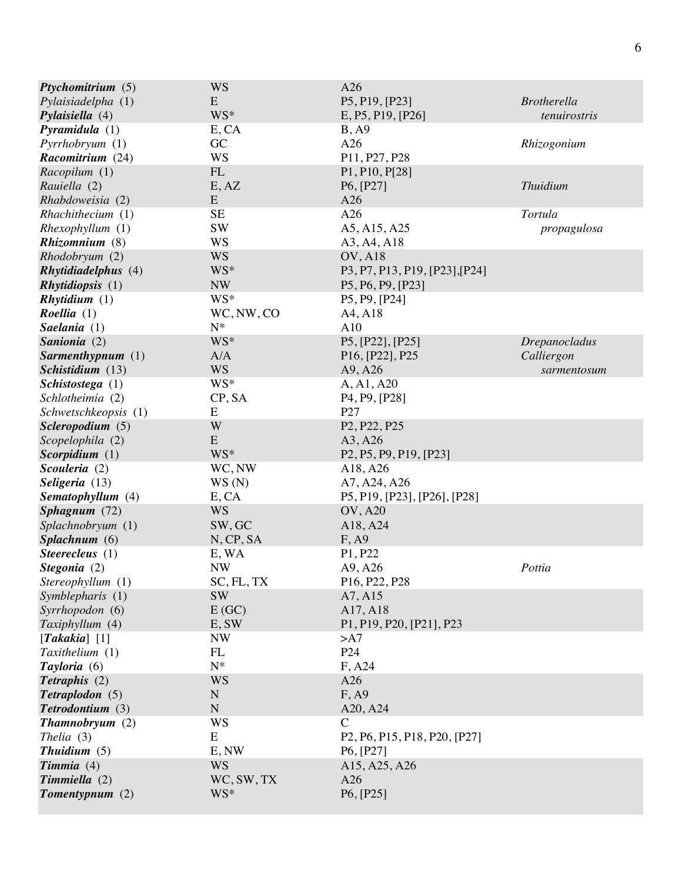| | | | |
|---|---|---|---|
| ***Ptychomitrium*** (5) | WS | A26 | |
| *Pylaisiadelpha* (1) | E | P5, P19, [P23] | *Brotherella* |
| ***Pylaisiella*** (4) | WS* | E, P5, P19, [P26] | *tenuirostris* |
| ***Pyramidula*** (1) | E, CA | B, A9 | |
| *Pyrrhobryum* (1) | GC | A26 | *Rhizogonium* |
| ***Racomitrium*** (24) | WS | P11, P27, P28 | |
| *Racopilum* (1) | FL | P1, P10, P[28] | |
| *Rauiella* (2) | E, AZ | P6, [P27] | *Thuidium* |
| *Rhabdoweisia* (2) | E | A26 | |
| *Rhachithecium* (1) | SE | A26 | *Tortula* |
| *Rhexophyllum* (1) | SW | A5, A15, A25 | *propagulosa* |
| ***Rhizomnium*** (8) | WS | A3, A4, A18 | |
| *Rhodobryum* (2) | WS | OV, A18 | |
| ***Rhytidiadelphus*** (4) | WS* | P3, P7, P13, P19, [P23],[P24] | |
| ***Rhytidiopsis*** (1) | NW | P5, P6, P9, [P23] | |
| ***Rhytidium*** (1) | WS* | P5, P9, [P24] | |
| ***Roellia*** (1) | WC, NW, CO | A4, A18 | |
| ***Saelania*** (1) | N* | A10 | |
| ***Sanionia*** (2) | WS* | P5, [P22], [P25] | *Drepanocladus* |
| ***Sarmenthypnum*** (1) | A/A | P16, [P22], P25 | *Calliergon* |
| ***Schistidium*** (13) | WS | A9, A26 | *sarmentosum* |
| ***Schistostega*** (1) | WS* | A, A1, A20 | |
| *Schlotheimia* (2) | CP, SA | P4, P9, [P28] | |
| *Schwetschkeopsis* (1) | E | P27 | |
| ***Scleropodium*** (5) | W | P2, P22, P25 | |
| *Scopelophila* (2) | E | A3, A26 | |
| ***Scorpidium*** (1) | WS* | P2, P5, P9, P19, [P23] | |
| ***Scouleria*** (2) | WC, NW | A18, A26 | |
| ***Seligeria*** (13) | WS (N) | A7, A24, A26 | |
| ***Sematophyllum*** (4) | E, CA | P5, P19, [P23], [P26], [P28] | |
| ***Sphagnum*** (72) | WS | OV, A20 | |
| *Splachnobryum* (1) | SW, GC | A18, A24 | |
| ***Splachnum*** (6) | N, CP, SA | F, A9 | |
| ***Steerecleus*** (1) | E, WA | P1, P22 | |
| ***Stegonia*** (2) | NW | A9, A26 | *Pottia* |
| *Stereophyllum* (1) | SC, FL, TX | P16, P22, P28 | |
| *Symblepharis* (1) | SW | A7, A15 | |
| *Syrrhopodon* (6) | E (GC) | A17, A18 | |
| *Taxiphyllum* (4) | E, SW | P1, P19, P20, [P21], P23 | |
| [***Takakia***] [1] | NW | >A7 | |
| *Taxithelium* (1) | FL | P24 | |
| ***Tayloria*** (6) | N* | F, A24 | |
| ***Tetraphis*** (2) | WS | A26 | |
| ***Tetraplodon*** (5) | N | F, A9 | |
| ***Tetrodontium*** (3) | N | A20, A24 | |
| ***Thamnobryum*** (2) | WS | C | |
| *Thelia* (3) | E | P2, P6, P15, P18, P20, [P27] | |
| ***Thuidium*** (5) | E, NW | P6, [P27] | |
| ***Timmia*** (4) | WS | A15, A25, A26 | |
| ***Timmiella*** (2) | WC, SW, TX | A26 | |
| ***Tomentypnum*** (2) | WS* | P6, [P25] | |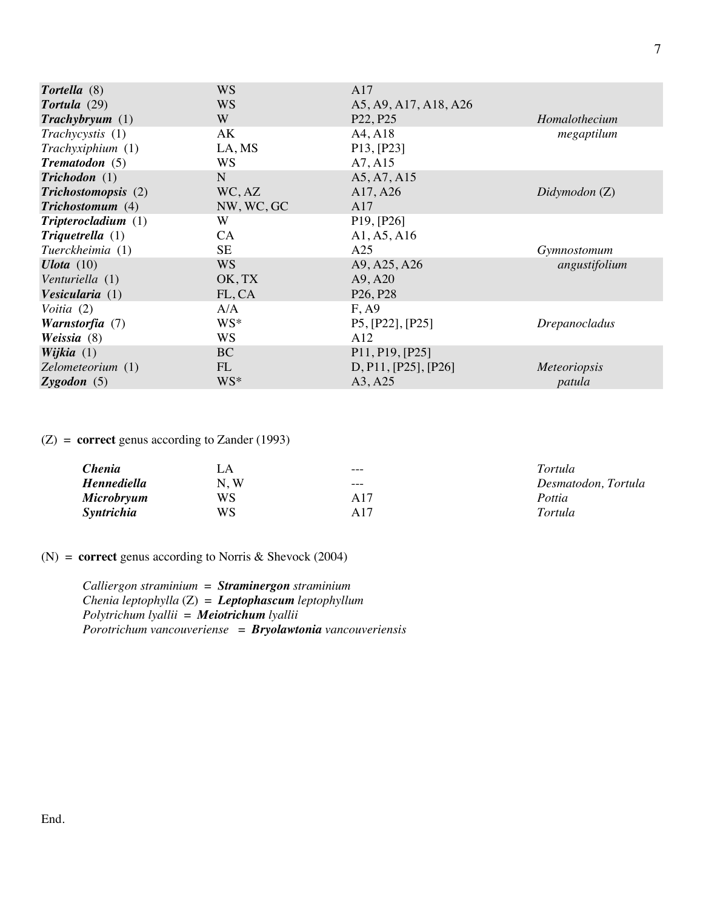| | | | |
|---|---|---|---|
| ***Tortella*** (8) | WS | A17 | |
| ***Tortula*** (29) | WS | A5, A9, A17, A18, A26 | |
| ***Trachybryum*** (1) | W | P22, P25 | *Homalothecium* |
| *Trachycystis* (1) | AK | A4, A18 | *megaptilum* |
| *Trachyxiphium* (1) | LA, MS | P13, [P23] | |
| ***Trematodon*** (5) | WS | A7, A15 | |
| ***Trichodon*** (1) | N | A5, A7, A15 | |
| ***Trichostomopsis*** (2) | WC, AZ | A17, A26 | *Didymodon* (Z) |
| ***Trichostomum*** (4) | NW, WC, GC | A17 | |
| ***Tripterocladium*** (1) | W | P19, [P26] | |
| ***Triquetrella*** (1) | CA | A1, A5, A16 | |
| *Tuerckheimia* (1) | SE | A25 | *Gymnostomum* |
| ***Ulota*** (10) | WS | A9, A25, A26 | *angustifolium* |
| *Venturiella* (1) | OK, TX | A9, A20 | |
| ***Vesicularia*** (1) | FL, CA | P26, P28 | |
| *Voitia* (2) | A/A | F, A9 | |
| ***Warnstorfia*** (7) | WS* | P5, [P22], [P25] | *Drepanocladus* |
| ***Weissia*** (8) | WS | A12 | |
| ***Wijkia*** (1) | BC | P11, P19, [P25] | |
| *Zelometeorium* (1) | FL | D, P11, [P25], [P26] | *Meteoriopsis* |
| ***Zygodon*** (5) | WS* | A3, A25 | *patula* |

(Z) = **correct** genus according to Zander (1993)

| | | | |
|---|---|---|---|
| ***Chenia*** | LA | --- | *Tortula* |
| ***Hennediella*** | N, W | --- | *Desmatodon, Tortula* |
| ***Microbryum*** | WS | A17 | *Pottia* |
| ***Syntrichia*** | WS | A17 | *Tortula* |

(N) = **correct** genus according to Norris & Shevock (2004)

*Calliergon straminium* = ***Straminergon*** *straminium*
*Chenia leptophylla* (Z) = ***Leptophascum*** *leptophyllum*
*Polytrichum lyallii* = ***Meiotrichum*** *lyallii*
*Porotrichum vancouveriense* = ***Bryolawtonia*** *vancouveriensis*

End.